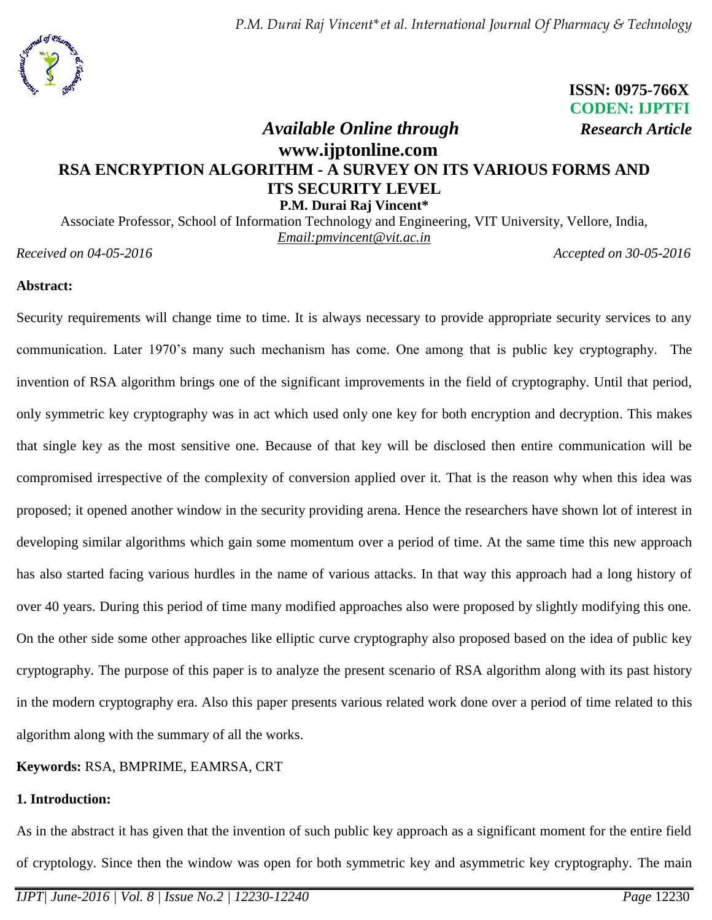**ISSN: 0975-766X**
**CODEN: IJPTFI**

*Available Online through* *Research Article*

**www.ijptonline.com**

# RSA ENCRYPTION ALGORITHM - A SURVEY ON ITS VARIOUS FORMS AND ITS SECURITY LEVEL

**P.M. Durai Raj Vincent***

Associate Professor, School of Information Technology and Engineering, VIT University, Vellore, India, *Email:pmvincent@vit.ac.in*

*Received on 04-05-2016* *Accepted on 30-05-2016*

**Abstract:**

Security requirements will change time to time. It is always necessary to provide appropriate security services to any communication. Later 1970's many such mechanism has come. One among that is public key cryptography. The invention of RSA algorithm brings one of the significant improvements in the field of cryptography. Until that period, only symmetric key cryptography was in act which used only one key for both encryption and decryption. This makes that single key as the most sensitive one. Because of that key will be disclosed then entire communication will be compromised irrespective of the complexity of conversion applied over it. That is the reason why when this idea was proposed; it opened another window in the security providing arena. Hence the researchers have shown lot of interest in developing similar algorithms which gain some momentum over a period of time. At the same time this new approach has also started facing various hurdles in the name of various attacks. In that way this approach had a long history of over 40 years. During this period of time many modified approaches also were proposed by slightly modifying this one. On the other side some other approaches like elliptic curve cryptography also proposed based on the idea of public key cryptography. The purpose of this paper is to analyze the present scenario of RSA algorithm along with its past history in the modern cryptography era. Also this paper presents various related work done over a period of time related to this algorithm along with the summary of all the works.

**Keywords:** RSA, BMPRIME, EAMRSA, CRT

## 1. Introduction:

As in the abstract it has given that the invention of such public key approach as a significant moment for the entire field of cryptology. Since then the window was open for both symmetric key and asymmetric key cryptography. The main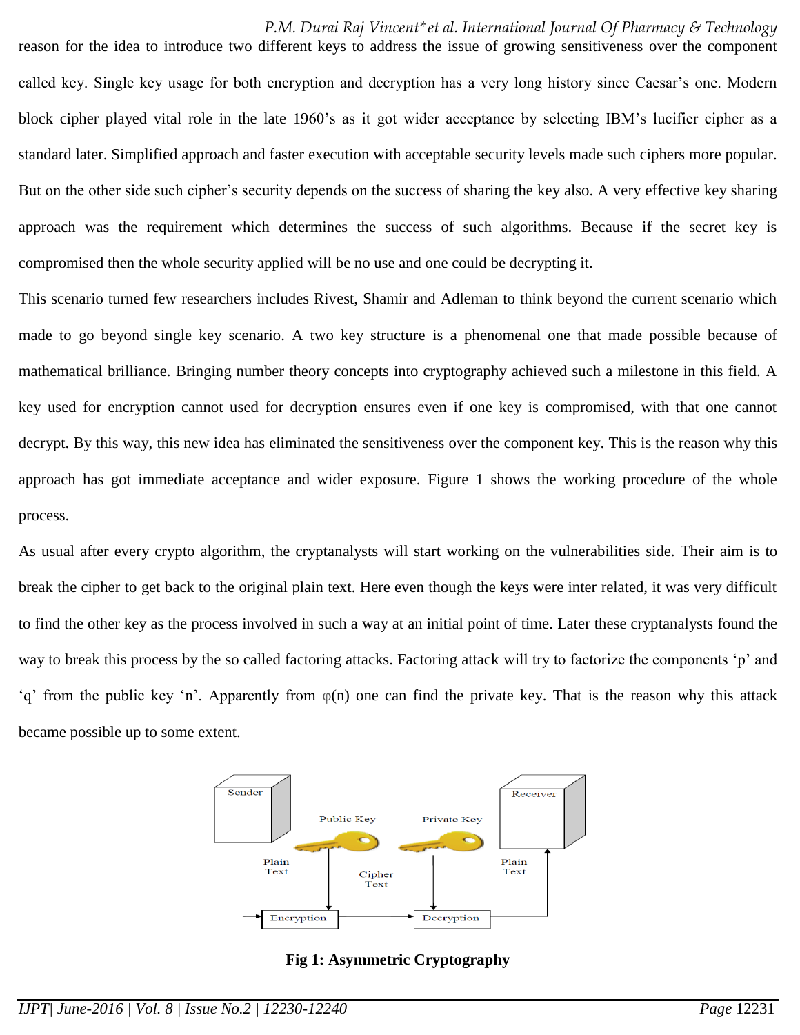reason for the idea to introduce two different keys to address the issue of growing sensitiveness over the component called key. Single key usage for both encryption and decryption has a very long history since Caesar's one. Modern block cipher played vital role in the late 1960's as it got wider acceptance by selecting IBM's lucifier cipher as a standard later. Simplified approach and faster execution with acceptable security levels made such ciphers more popular. But on the other side such cipher's security depends on the success of sharing the key also. A very effective key sharing approach was the requirement which determines the success of such algorithms. Because if the secret key is compromised then the whole security applied will be no use and one could be decrypting it.

This scenario turned few researchers includes Rivest, Shamir and Adleman to think beyond the current scenario which made to go beyond single key scenario. A two key structure is a phenomenal one that made possible because of mathematical brilliance. Bringing number theory concepts into cryptography achieved such a milestone in this field. A key used for encryption cannot used for decryption ensures even if one key is compromised, with that one cannot decrypt. By this way, this new idea has eliminated the sensitiveness over the component key. This is the reason why this approach has got immediate acceptance and wider exposure. Figure 1 shows the working procedure of the whole process.

As usual after every crypto algorithm, the cryptanalysts will start working on the vulnerabilities side. Their aim is to break the cipher to get back to the original plain text. Here even though the keys were inter related, it was very difficult to find the other key as the process involved in such a way at an initial point of time. Later these cryptanalysts found the way to break this process by the so called factoring attacks. Factoring attack will try to factorize the components 'p' and 'q' from the public key 'n'. Apparently from $\varphi(n)$ one can find the private key. That is the reason why this attack became possible up to some extent.

**Fig 1: Asymmetric Cryptography**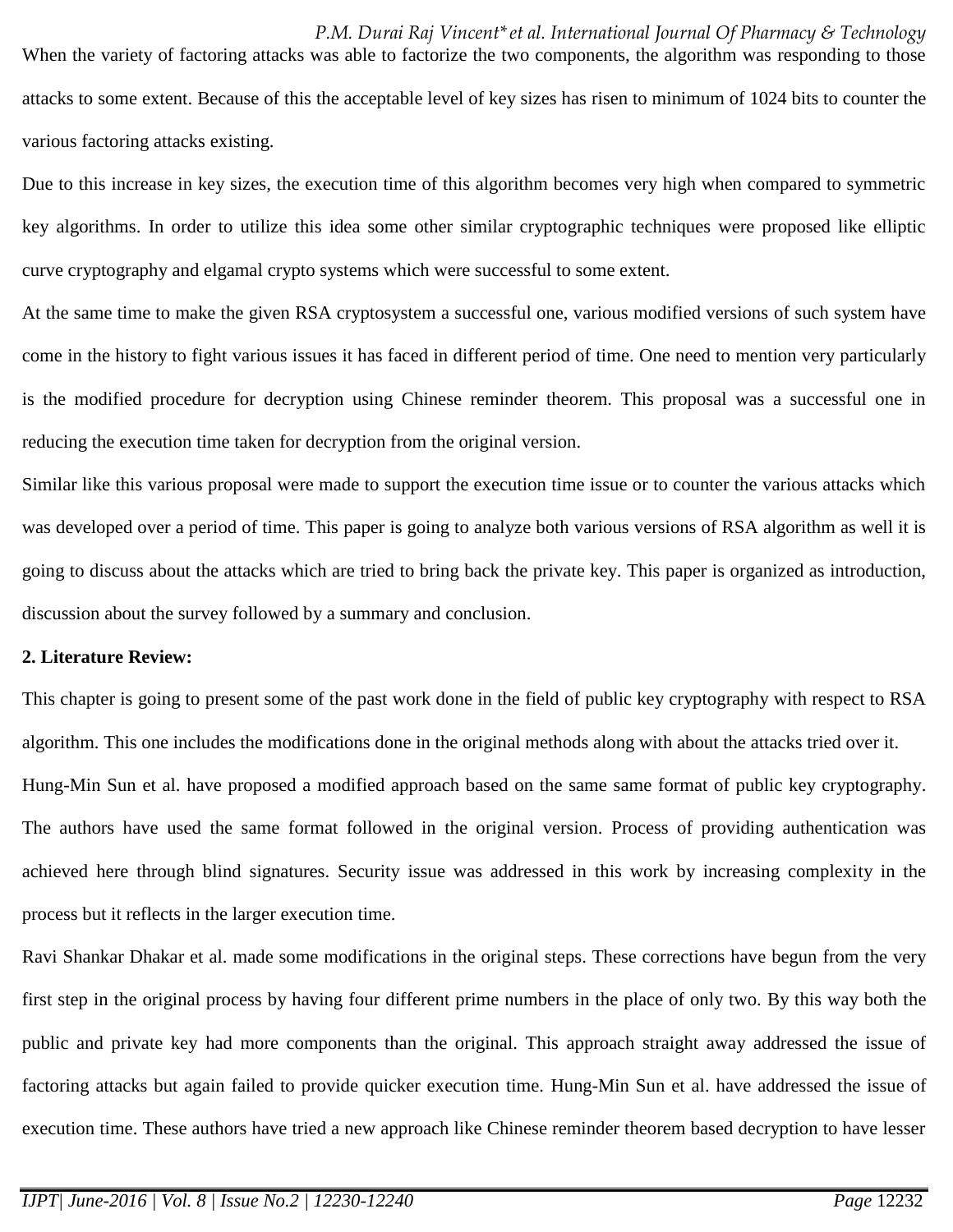When the variety of factoring attacks was able to factorize the two components, the algorithm was responding to those attacks to some extent. Because of this the acceptable level of key sizes has risen to minimum of 1024 bits to counter the various factoring attacks existing.

Due to this increase in key sizes, the execution time of this algorithm becomes very high when compared to symmetric key algorithms. In order to utilize this idea some other similar cryptographic techniques were proposed like elliptic curve cryptography and elgamal crypto systems which were successful to some extent.

At the same time to make the given RSA cryptosystem a successful one, various modified versions of such system have come in the history to fight various issues it has faced in different period of time. One need to mention very particularly is the modified procedure for decryption using Chinese reminder theorem. This proposal was a successful one in reducing the execution time taken for decryption from the original version.

Similar like this various proposal were made to support the execution time issue or to counter the various attacks which was developed over a period of time. This paper is going to analyze both various versions of RSA algorithm as well it is going to discuss about the attacks which are tried to bring back the private key. This paper is organized as introduction, discussion about the survey followed by a summary and conclusion.

**2. Literature Review:**

This chapter is going to present some of the past work done in the field of public key cryptography with respect to RSA algorithm. This one includes the modifications done in the original methods along with about the attacks tried over it.

Hung-Min Sun et al. have proposed a modified approach based on the same same format of public key cryptography. The authors have used the same format followed in the original version. Process of providing authentication was achieved here through blind signatures. Security issue was addressed in this work by increasing complexity in the process but it reflects in the larger execution time.

Ravi Shankar Dhakar et al. made some modifications in the original steps. These corrections have begun from the very first step in the original process by having four different prime numbers in the place of only two. By this way both the public and private key had more components than the original. This approach straight away addressed the issue of factoring attacks but again failed to provide quicker execution time. Hung-Min Sun et al. have addressed the issue of execution time. These authors have tried a new approach like Chinese reminder theorem based decryption to have lesser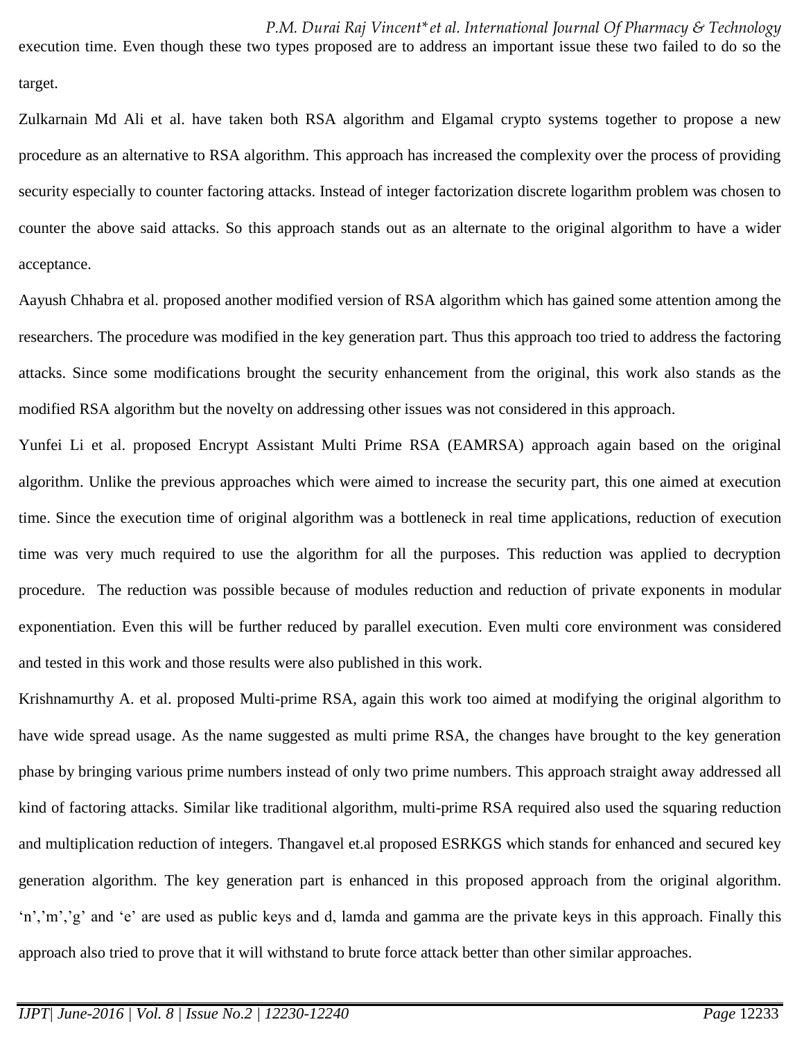execution time. Even though these two types proposed are to address an important issue these two failed to do so the target.

Zulkarnain Md Ali et al. have taken both RSA algorithm and Elgamal crypto systems together to propose a new procedure as an alternative to RSA algorithm. This approach has increased the complexity over the process of providing security especially to counter factoring attacks. Instead of integer factorization discrete logarithm problem was chosen to counter the above said attacks. So this approach stands out as an alternate to the original algorithm to have a wider acceptance.

Aayush Chhabra et al. proposed another modified version of RSA algorithm which has gained some attention among the researchers. The procedure was modified in the key generation part. Thus this approach too tried to address the factoring attacks. Since some modifications brought the security enhancement from the original, this work also stands as the modified RSA algorithm but the novelty on addressing other issues was not considered in this approach.

Yunfei Li et al. proposed Encrypt Assistant Multi Prime RSA (EAMRSA) approach again based on the original algorithm. Unlike the previous approaches which were aimed to increase the security part, this one aimed at execution time. Since the execution time of original algorithm was a bottleneck in real time applications, reduction of execution time was very much required to use the algorithm for all the purposes. This reduction was applied to decryption procedure. The reduction was possible because of modules reduction and reduction of private exponents in modular exponentiation. Even this will be further reduced by parallel execution. Even multi core environment was considered and tested in this work and those results were also published in this work.

Krishnamurthy A. et al. proposed Multi-prime RSA, again this work too aimed at modifying the original algorithm to have wide spread usage. As the name suggested as multi prime RSA, the changes have brought to the key generation phase by bringing various prime numbers instead of only two prime numbers. This approach straight away addressed all kind of factoring attacks. Similar like traditional algorithm, multi-prime RSA required also used the squaring reduction and multiplication reduction of integers. Thangavel et.al proposed ESRKGS which stands for enhanced and secured key generation algorithm. The key generation part is enhanced in this proposed approach from the original algorithm. 'n','m','g' and 'e' are used as public keys and d, lamda and gamma are the private keys in this approach. Finally this approach also tried to prove that it will withstand to brute force attack better than other similar approaches.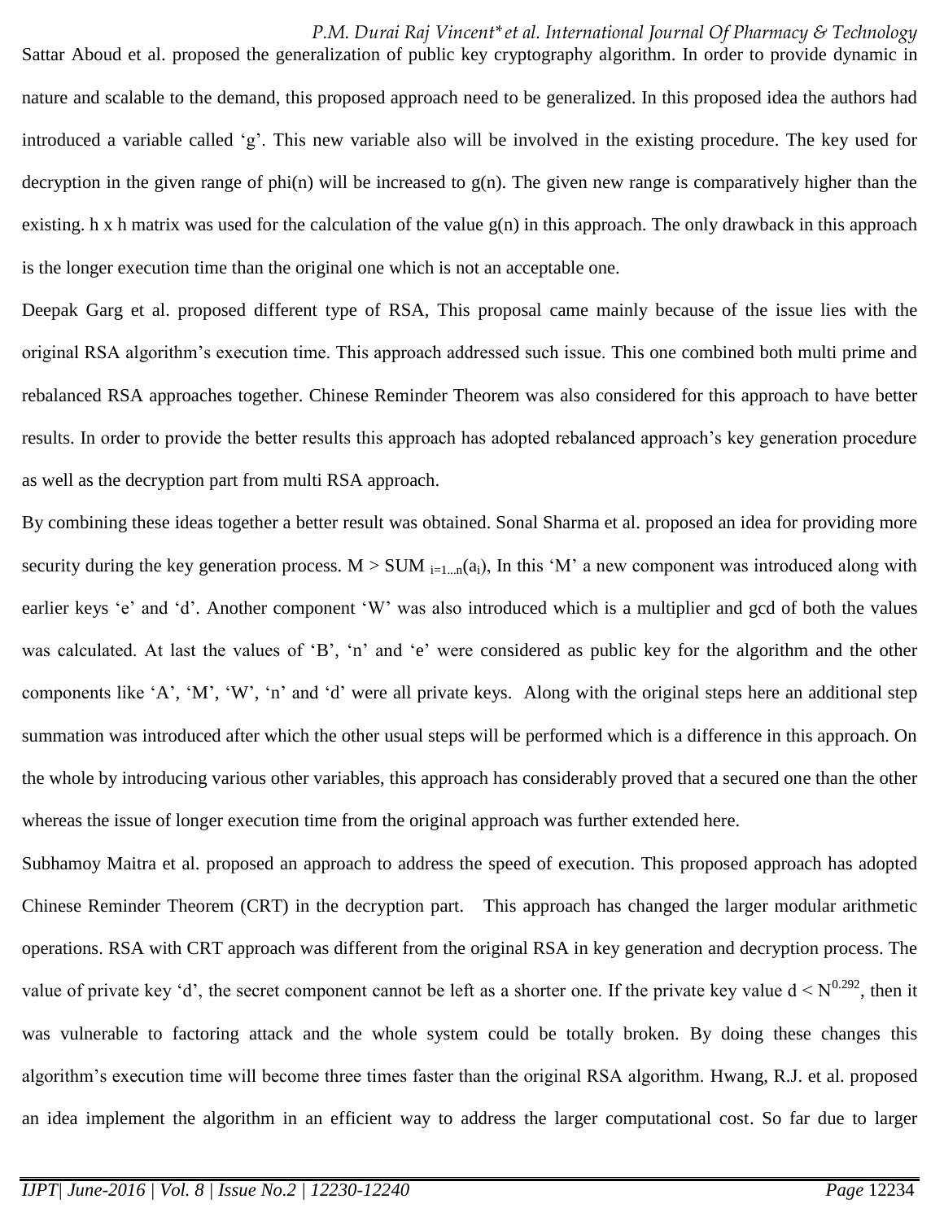Sattar Aboud et al. proposed the generalization of public key cryptography algorithm. In order to provide dynamic in nature and scalable to the demand, this proposed approach need to be generalized. In this proposed idea the authors had introduced a variable called 'g'. This new variable also will be involved in the existing procedure. The key used for decryption in the given range of phi(n) will be increased to g(n). The given new range is comparatively higher than the existing. h x h matrix was used for the calculation of the value g(n) in this approach. The only drawback in this approach is the longer execution time than the original one which is not an acceptable one.

Deepak Garg et al. proposed different type of RSA, This proposal came mainly because of the issue lies with the original RSA algorithm's execution time. This approach addressed such issue. This one combined both multi prime and rebalanced RSA approaches together. Chinese Reminder Theorem was also considered for this approach to have better results. In order to provide the better results this approach has adopted rebalanced approach's key generation procedure as well as the decryption part from multi RSA approach.

By combining these ideas together a better result was obtained. Sonal Sharma et al. proposed an idea for providing more security during the key generation process. $M > SUM_{i=1...n}(a_i)$, In this 'M' a new component was introduced along with earlier keys 'e' and 'd'. Another component 'W' was also introduced which is a multiplier and gcd of both the values was calculated. At last the values of 'B', 'n' and 'e' were considered as public key for the algorithm and the other components like 'A', 'M', 'W', 'n' and 'd' were all private keys. Along with the original steps here an additional step summation was introduced after which the other usual steps will be performed which is a difference in this approach. On the whole by introducing various other variables, this approach has considerably proved that a secured one than the other whereas the issue of longer execution time from the original approach was further extended here.

Subhamoy Maitra et al. proposed an approach to address the speed of execution. This proposed approach has adopted Chinese Reminder Theorem (CRT) in the decryption part. This approach has changed the larger modular arithmetic operations. RSA with CRT approach was different from the original RSA in key generation and decryption process. The value of private key 'd', the secret component cannot be left as a shorter one. If the private key value $d < N^{0.292}$, then it was vulnerable to factoring attack and the whole system could be totally broken. By doing these changes this algorithm's execution time will become three times faster than the original RSA algorithm. Hwang, R.J. et al. proposed an idea implement the algorithm in an efficient way to address the larger computational cost. So far due to larger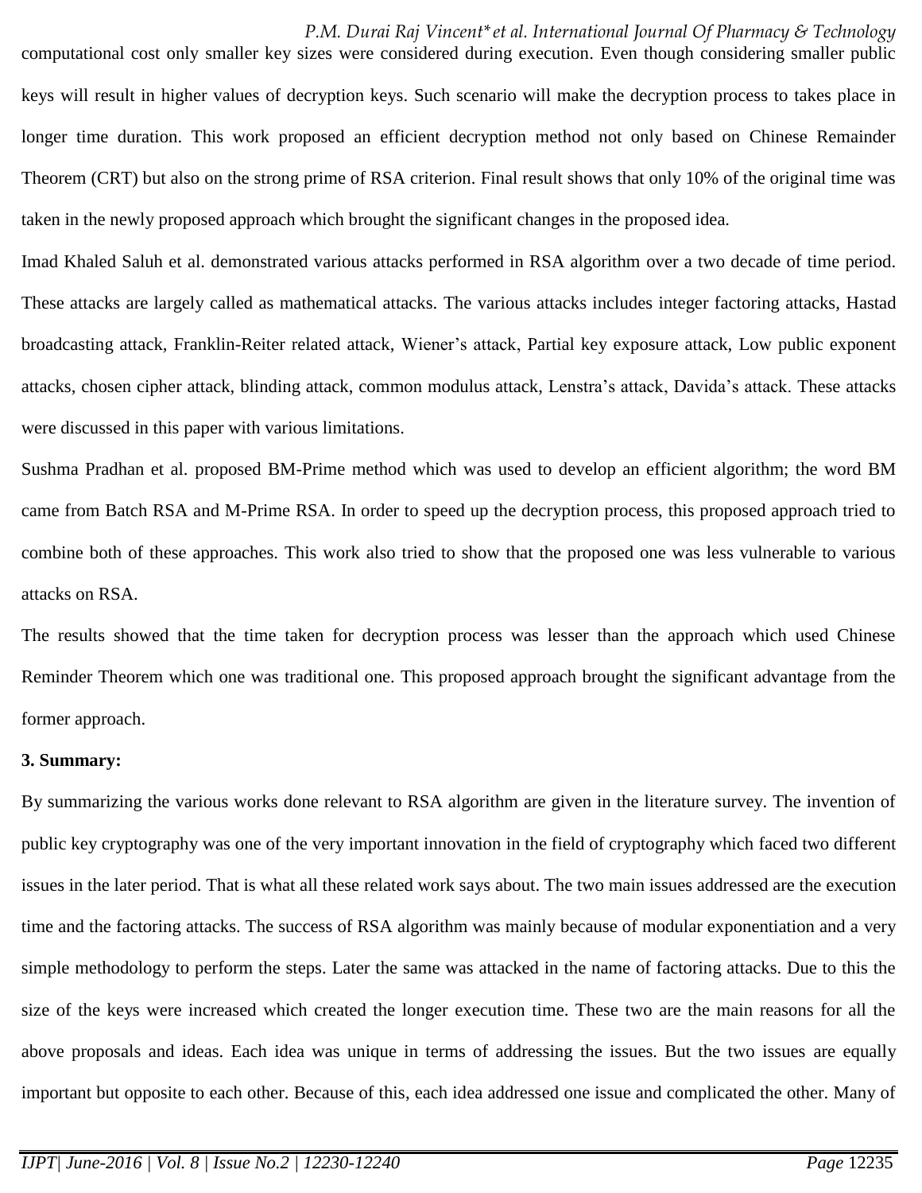computational cost only smaller key sizes were considered during execution. Even though considering smaller public keys will result in higher values of decryption keys. Such scenario will make the decryption process to takes place in longer time duration. This work proposed an efficient decryption method not only based on Chinese Remainder Theorem (CRT) but also on the strong prime of RSA criterion. Final result shows that only 10% of the original time was taken in the newly proposed approach which brought the significant changes in the proposed idea.

Imad Khaled Saluh et al. demonstrated various attacks performed in RSA algorithm over a two decade of time period. These attacks are largely called as mathematical attacks. The various attacks includes integer factoring attacks, Hastad broadcasting attack, Franklin-Reiter related attack, Wiener's attack, Partial key exposure attack, Low public exponent attacks, chosen cipher attack, blinding attack, common modulus attack, Lenstra's attack, Davida's attack. These attacks were discussed in this paper with various limitations.

Sushma Pradhan et al. proposed BM-Prime method which was used to develop an efficient algorithm; the word BM came from Batch RSA and M-Prime RSA. In order to speed up the decryption process, this proposed approach tried to combine both of these approaches. This work also tried to show that the proposed one was less vulnerable to various attacks on RSA.

The results showed that the time taken for decryption process was lesser than the approach which used Chinese Reminder Theorem which one was traditional one. This proposed approach brought the significant advantage from the former approach.

**3. Summary:**

By summarizing the various works done relevant to RSA algorithm are given in the literature survey. The invention of public key cryptography was one of the very important innovation in the field of cryptography which faced two different issues in the later period. That is what all these related work says about. The two main issues addressed are the execution time and the factoring attacks. The success of RSA algorithm was mainly because of modular exponentiation and a very simple methodology to perform the steps. Later the same was attacked in the name of factoring attacks. Due to this the size of the keys were increased which created the longer execution time. These two are the main reasons for all the above proposals and ideas. Each idea was unique in terms of addressing the issues. But the two issues are equally important but opposite to each other. Because of this, each idea addressed one issue and complicated the other. Many of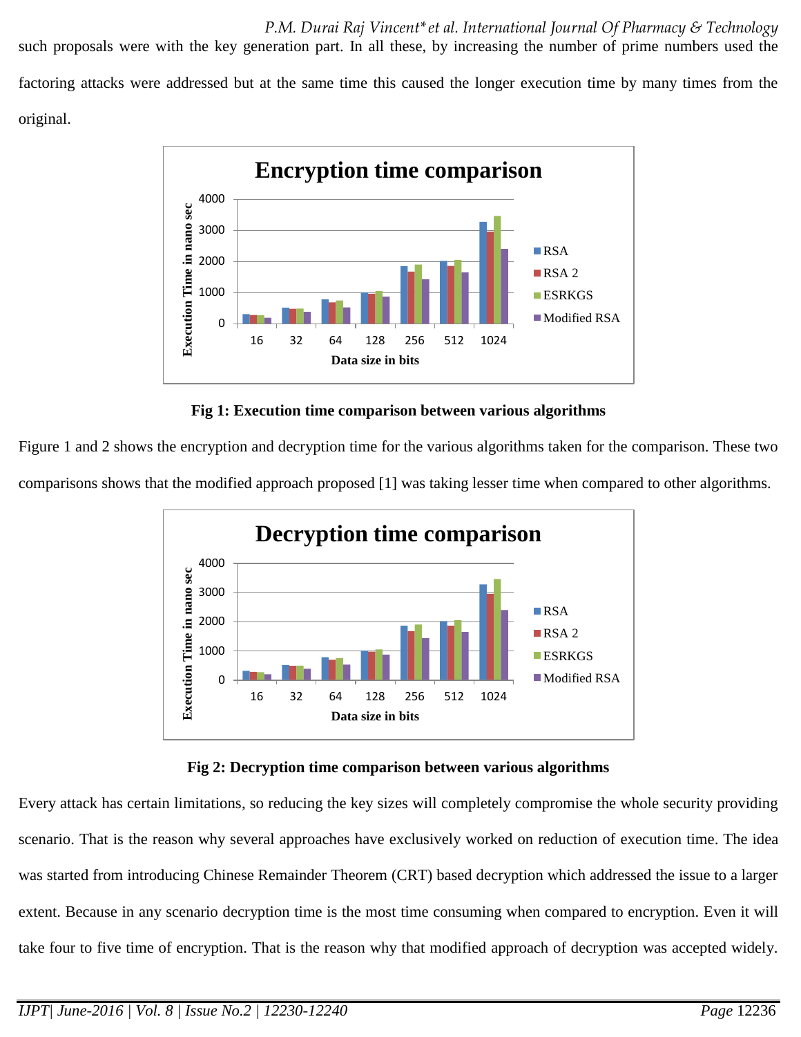such proposals were with the key generation part. In all these, by increasing the number of prime numbers used the factoring attacks were addressed but at the same time this caused the longer execution time by many times from the original.

**Fig 1: Execution time comparison between various algorithms**

Figure 1 and 2 shows the encryption and decryption time for the various algorithms taken for the comparison. These two comparisons shows that the modified approach proposed [1] was taking lesser time when compared to other algorithms.

**Fig 2: Decryption time comparison between various algorithms**

Every attack has certain limitations, so reducing the key sizes will completely compromise the whole security providing scenario. That is the reason why several approaches have exclusively worked on reduction of execution time. The idea was started from introducing Chinese Remainder Theorem (CRT) based decryption which addressed the issue to a larger extent. Because in any scenario decryption time is the most time consuming when compared to encryption. Even it will take four to five time of encryption. That is the reason why that modified approach of decryption was accepted widely.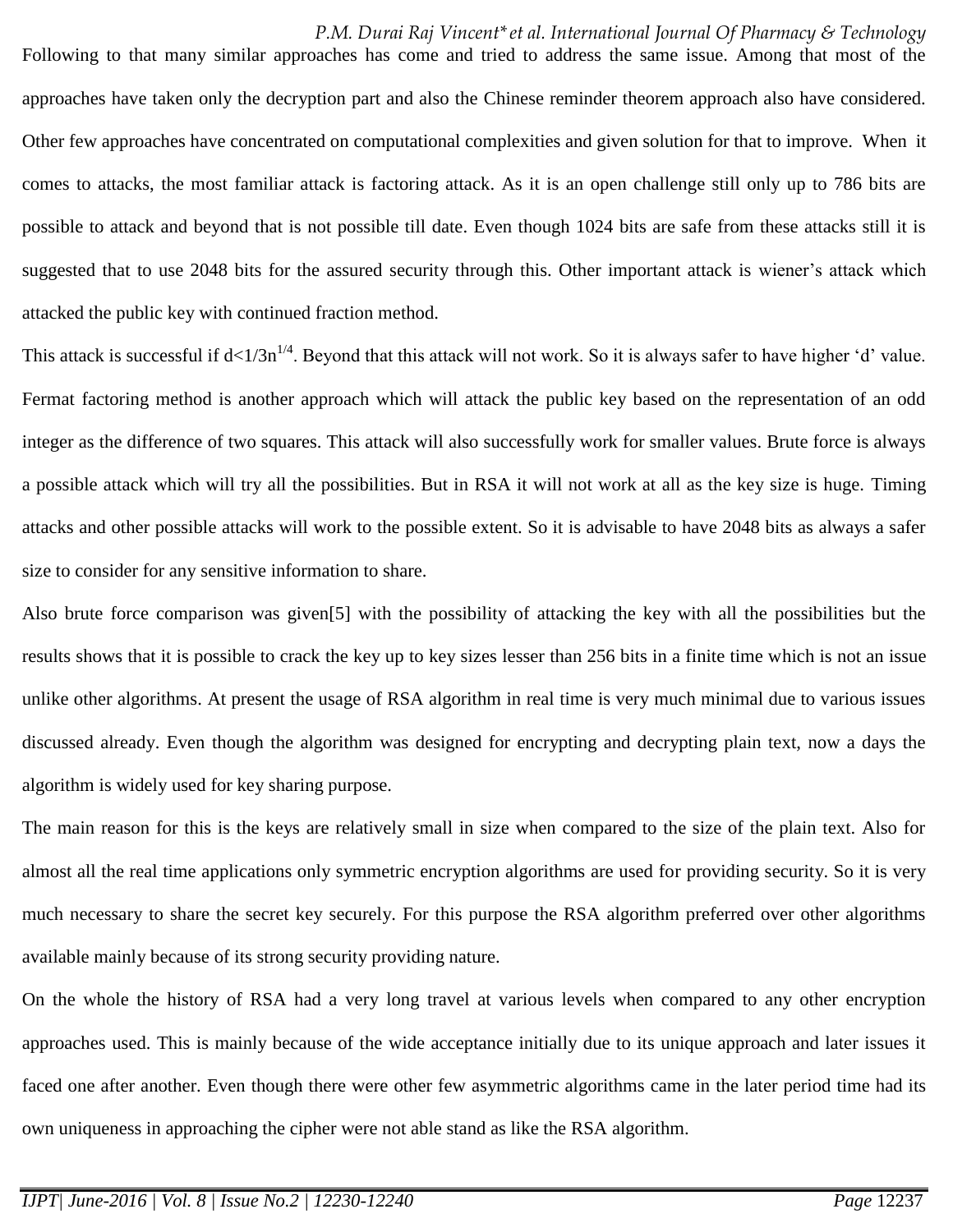Following to that many similar approaches has come and tried to address the same issue. Among that most of the approaches have taken only the decryption part and also the Chinese reminder theorem approach also have considered. Other few approaches have concentrated on computational complexities and given solution for that to improve. When it comes to attacks, the most familiar attack is factoring attack. As it is an open challenge still only up to 786 bits are possible to attack and beyond that is not possible till date. Even though 1024 bits are safe from these attacks still it is suggested that to use 2048 bits for the assured security through this. Other important attack is wiener's attack which attacked the public key with continued fraction method.

This attack is successful if $d<1/3n^{1/4}$. Beyond that this attack will not work. So it is always safer to have higher 'd' value. Fermat factoring method is another approach which will attack the public key based on the representation of an odd integer as the difference of two squares. This attack will also successfully work for smaller values. Brute force is always a possible attack which will try all the possibilities. But in RSA it will not work at all as the key size is huge. Timing attacks and other possible attacks will work to the possible extent. So it is advisable to have 2048 bits as always a safer size to consider for any sensitive information to share.

Also brute force comparison was given[5] with the possibility of attacking the key with all the possibilities but the results shows that it is possible to crack the key up to key sizes lesser than 256 bits in a finite time which is not an issue unlike other algorithms. At present the usage of RSA algorithm in real time is very much minimal due to various issues discussed already. Even though the algorithm was designed for encrypting and decrypting plain text, now a days the algorithm is widely used for key sharing purpose.

The main reason for this is the keys are relatively small in size when compared to the size of the plain text. Also for almost all the real time applications only symmetric encryption algorithms are used for providing security. So it is very much necessary to share the secret key securely. For this purpose the RSA algorithm preferred over other algorithms available mainly because of its strong security providing nature.

On the whole the history of RSA had a very long travel at various levels when compared to any other encryption approaches used. This is mainly because of the wide acceptance initially due to its unique approach and later issues it faced one after another. Even though there were other few asymmetric algorithms came in the later period time had its own uniqueness in approaching the cipher were not able stand as like the RSA algorithm.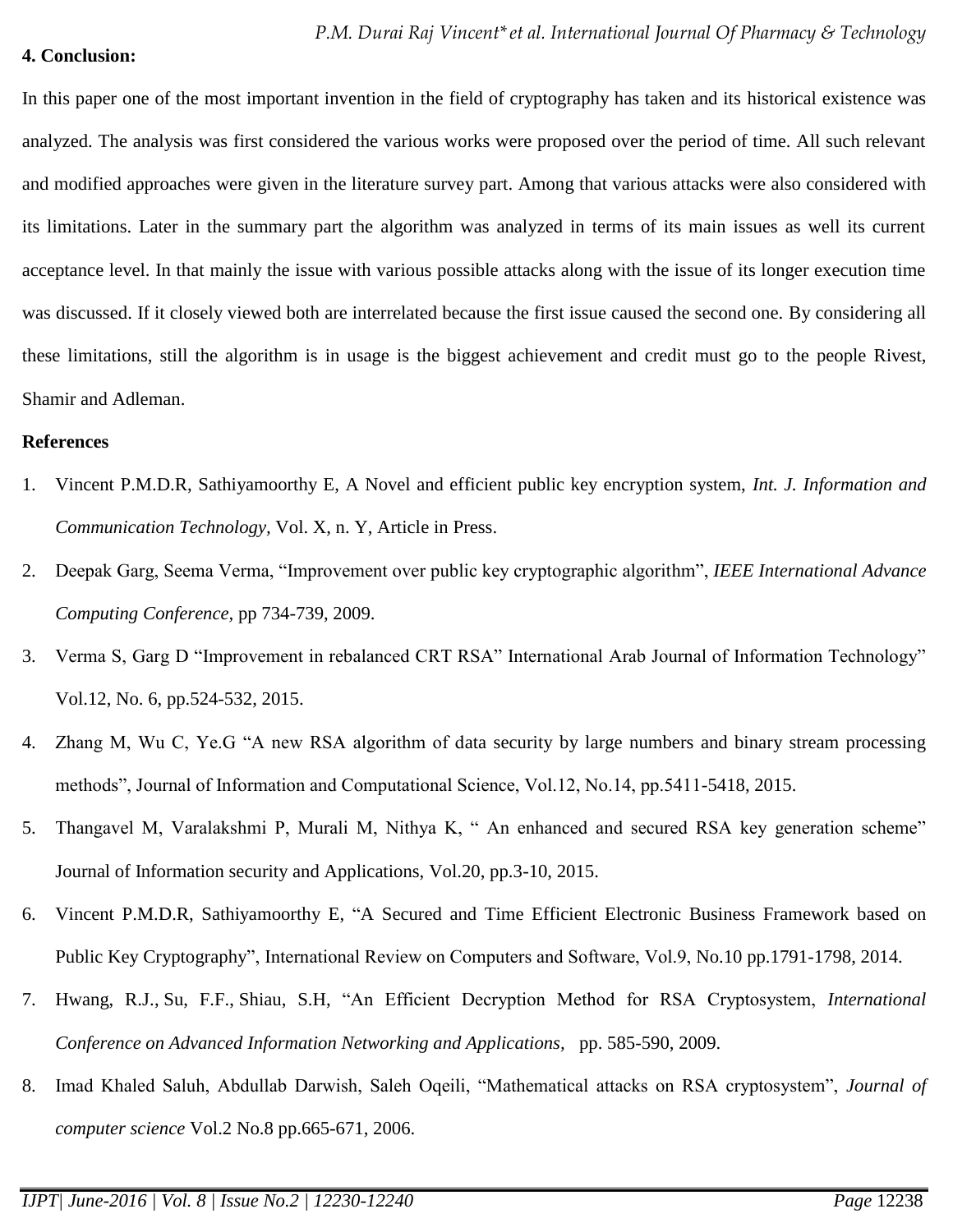## 4. Conclusion:

In this paper one of the most important invention in the field of cryptography has taken and its historical existence was analyzed. The analysis was first considered the various works were proposed over the period of time. All such relevant and modified approaches were given in the literature survey part. Among that various attacks were also considered with its limitations. Later in the summary part the algorithm was analyzed in terms of its main issues as well its current acceptance level. In that mainly the issue with various possible attacks along with the issue of its longer execution time was discussed. If it closely viewed both are interrelated because the first issue caused the second one. By considering all these limitations, still the algorithm is in usage is the biggest achievement and credit must go to the people Rivest, Shamir and Adleman.

## References

1. Vincent P.M.D.R, Sathiyamoorthy E, A Novel and efficient public key encryption system, *Int. J. Information and Communication Technology,* Vol. X, n. Y, Article in Press.
2. Deepak Garg, Seema Verma, "Improvement over public key cryptographic algorithm", *IEEE International Advance Computing Conference,* pp 734-739, 2009.
3. Verma S, Garg D "Improvement in rebalanced CRT RSA" International Arab Journal of Information Technology" Vol.12, No. 6, pp.524-532, 2015.
4. Zhang M, Wu C, Ye.G "A new RSA algorithm of data security by large numbers and binary stream processing methods", Journal of Information and Computational Science, Vol.12, No.14, pp.5411-5418, 2015.
5. Thangavel M, Varalakshmi P, Murali M, Nithya K, " An enhanced and secured RSA key generation scheme" Journal of Information security and Applications, Vol.20, pp.3-10, 2015.
6. Vincent P.M.D.R, Sathiyamoorthy E, "A Secured and Time Efficient Electronic Business Framework based on Public Key Cryptography", International Review on Computers and Software, Vol.9, No.10 pp.1791-1798, 2014.
7. Hwang, R.J., Su, F.F., Shiau, S.H, "An Efficient Decryption Method for RSA Cryptosystem, *International Conference on Advanced Information Networking and Applications,* pp. 585-590, 2009.
8. Imad Khaled Saluh, Abdullab Darwish, Saleh Oqeili, "Mathematical attacks on RSA cryptosystem", *Journal of computer science* Vol.2 No.8 pp.665-671, 2006.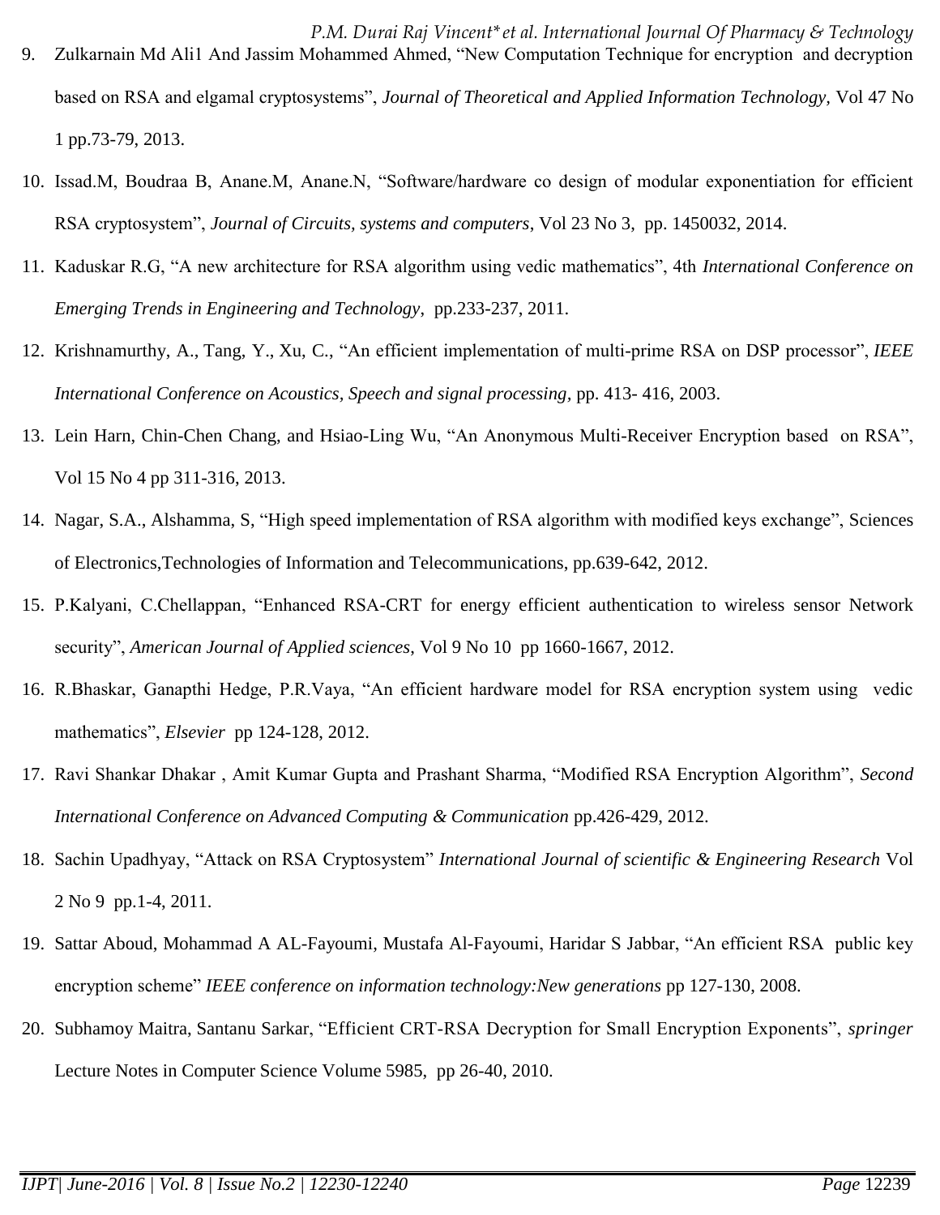9. Zulkarnain Md Ali1 And Jassim Mohammed Ahmed, “New Computation Technique for encryption and decryption based on RSA and elgamal cryptosystems”, *Journal of Theoretical and Applied Information Technology*, Vol 47 No 1 pp.73-79, 2013.
10. Issad.M, Boudraa B, Anane.M, Anane.N, “Software/hardware co design of modular exponentiation for efficient RSA cryptosystem”, *Journal of Circuits, systems and computers*, Vol 23 No 3, pp. 1450032, 2014.
11. Kaduskar R.G, “A new architecture for RSA algorithm using vedic mathematics”, 4th *International Conference on Emerging Trends in Engineering and Technology*, pp.233-237, 2011.
12. Krishnamurthy, A., Tang, Y., Xu, C., “An efficient implementation of multi-prime RSA on DSP processor”, *IEEE International Conference on Acoustics, Speech and signal processing*, pp. 413- 416, 2003.
13. Lein Harn, Chin-Chen Chang, and Hsiao-Ling Wu, “An Anonymous Multi-Receiver Encryption based on RSA”, Vol 15 No 4 pp 311-316, 2013.
14. Nagar, S.A., Alshamma, S, “High speed implementation of RSA algorithm with modified keys exchange”, Sciences of Electronics,Technologies of Information and Telecommunications, pp.639-642, 2012.
15. P.Kalyani, C.Chellappan, “Enhanced RSA-CRT for energy efficient authentication to wireless sensor Network security”, *American Journal of Applied sciences*, Vol 9 No 10 pp 1660-1667, 2012.
16. R.Bhaskar, Ganapthi Hedge, P.R.Vaya, “An efficient hardware model for RSA encryption system using vedic mathematics”, *Elsevier* pp 124-128, 2012.
17. Ravi Shankar Dhakar , Amit Kumar Gupta and Prashant Sharma, “Modified RSA Encryption Algorithm”, *Second International Conference on Advanced Computing & Communication* pp.426-429, 2012.
18. Sachin Upadhyay, “Attack on RSA Cryptosystem” *International Journal of scientific & Engineering Research* Vol 2 No 9 pp.1-4, 2011.
19. Sattar Aboud, Mohammad A AL-Fayoumi, Mustafa Al-Fayoumi, Haridar S Jabbar, “An efficient RSA public key encryption scheme” *IEEE conference on information technology:New generations* pp 127-130, 2008.
20. Subhamoy Maitra, Santanu Sarkar, “Efficient CRT-RSA Decryption for Small Encryption Exponents”, *springer* Lecture Notes in Computer Science Volume 5985, pp 26-40, 2010.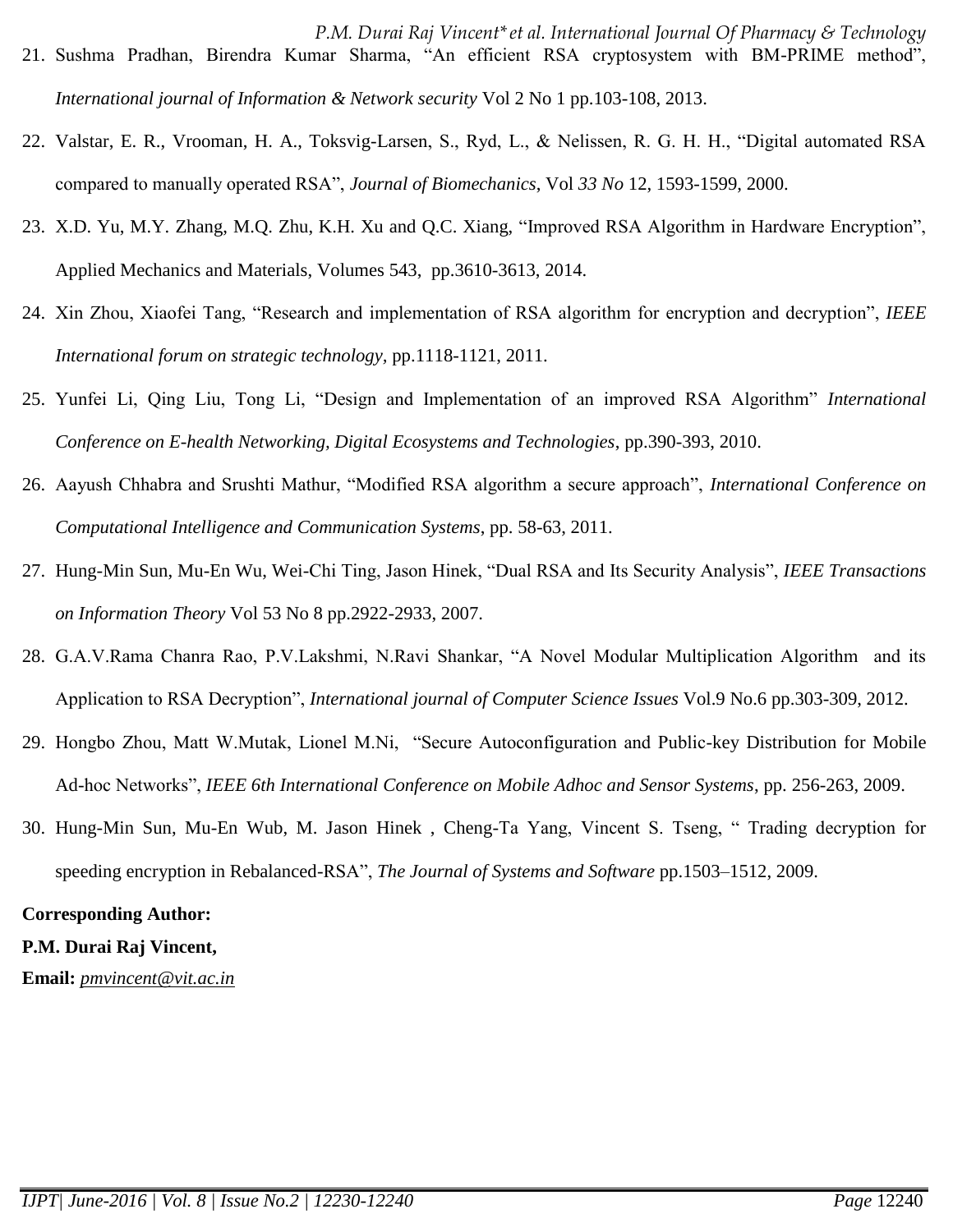21. Sushma Pradhan, Birendra Kumar Sharma, "An efficient RSA cryptosystem with BM-PRIME method", *International journal of Information & Network security* Vol 2 No 1 pp.103-108, 2013.
22. Valstar, E. R., Vrooman, H. A., Toksvig-Larsen, S., Ryd, L., & Nelissen, R. G. H. H., "Digital automated RSA compared to manually operated RSA", *Journal of Biomechanics*, Vol *33 No* 12, 1593-1599, 2000.
23. X.D. Yu, M.Y. Zhang, M.Q. Zhu, K.H. Xu and Q.C. Xiang, "Improved RSA Algorithm in Hardware Encryption", Applied Mechanics and Materials, Volumes 543, pp.3610-3613, 2014.
24. Xin Zhou, Xiaofei Tang, "Research and implementation of RSA algorithm for encryption and decryption", *IEEE International forum on strategic technology*, pp.1118-1121, 2011.
25. Yunfei Li, Qing Liu, Tong Li, "Design and Implementation of an improved RSA Algorithm" *International Conference on E-health Networking, Digital Ecosystems and Technologies*, pp.390-393, 2010.
26. Aayush Chhabra and Srushti Mathur, "Modified RSA algorithm a secure approach", *International Conference on Computational Intelligence and Communication Systems*, pp. 58-63, 2011.
27. Hung-Min Sun, Mu-En Wu, Wei-Chi Ting, Jason Hinek, "Dual RSA and Its Security Analysis", *IEEE Transactions on Information Theory* Vol 53 No 8 pp.2922-2933, 2007.
28. G.A.V.Rama Chanra Rao, P.V.Lakshmi, N.Ravi Shankar, "A Novel Modular Multiplication Algorithm and its Application to RSA Decryption", *International journal of Computer Science Issues* Vol.9 No.6 pp.303-309, 2012.
29. Hongbo Zhou, Matt W.Mutak, Lionel M.Ni, "Secure Autoconfiguration and Public-key Distribution for Mobile Ad-hoc Networks", *IEEE 6th International Conference on Mobile Adhoc and Sensor Systems*, pp. 256-263, 2009.
30. Hung-Min Sun, Mu-En Wub, M. Jason Hinek , Cheng-Ta Yang, Vincent S. Tseng, " Trading decryption for speeding encryption in Rebalanced-RSA", *The Journal of Systems and Software* pp.1503–1512, 2009.

**Corresponding Author:**

**P.M. Durai Raj Vincent,**

**Email:** *pmvincent@vit.ac.in*